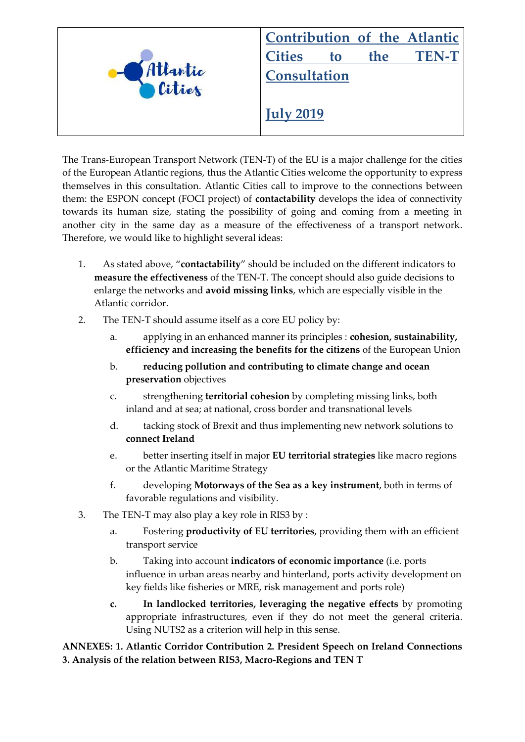# Contribution of the Atlantic Cities to the TEN-T Consultation

## July 2019

The Trans-European Transport Network (TEN-T) of the EU is a major challenge for the cities of the European Atlantic regions, thus the Atlantic Cities welcome the opportunity to express themselves in this consultation. Atlantic Cities call to improve to the connections between them: the ESPON concept (FOCI project) of **contactability** develops the idea of connectivity towards its human size, stating the possibility of going and coming from a meeting in another city in the same day as a measure of the effectiveness of a transport network. Therefore, we would like to highlight several ideas:

1. As stated above, "**contactability**" should be included on the different indicators to **measure the effectiveness** of the TEN-T. The concept should also guide decisions to enlarge the networks and **avoid missing links**, which are especially visible in the Atlantic corridor.
2. The TEN-T should assume itself as a core EU policy by:
   a. applying in an enhanced manner its principles : **cohesion, sustainability, efficiency and increasing the benefits for the citizens** of the European Union
   b. **reducing pollution and contributing to climate change and ocean preservation** objectives
   c. strengthening **territorial cohesion** by completing missing links, both inland and at sea; at national, cross border and transnational levels
   d. tacking stock of Brexit and thus implementing new network solutions to **connect Ireland**
   e. better inserting itself in major **EU territorial strategies** like macro regions or the Atlantic Maritime Strategy
   f. developing **Motorways of the Sea as a key instrument**, both in terms of favorable regulations and visibility.
3. The TEN-T may also play a key role in RIS3 by :
   a. Fostering **productivity of EU territories**, providing them with an efficient transport service
   b. Taking into account **indicators of economic importance** (i.e. ports influence in urban areas nearby and hinterland, ports activity development on key fields like fisheries or MRE, risk management and ports role)
   **c. In landlocked territories, leveraging the negative effects** by promoting appropriate infrastructures, even if they do not meet the general criteria. Using NUTS2 as a criterion will help in this sense.

**ANNEXES: 1. Atlantic Corridor Contribution 2. President Speech on Ireland Connections 3. Analysis of the relation between RIS3, Macro-Regions and TEN T**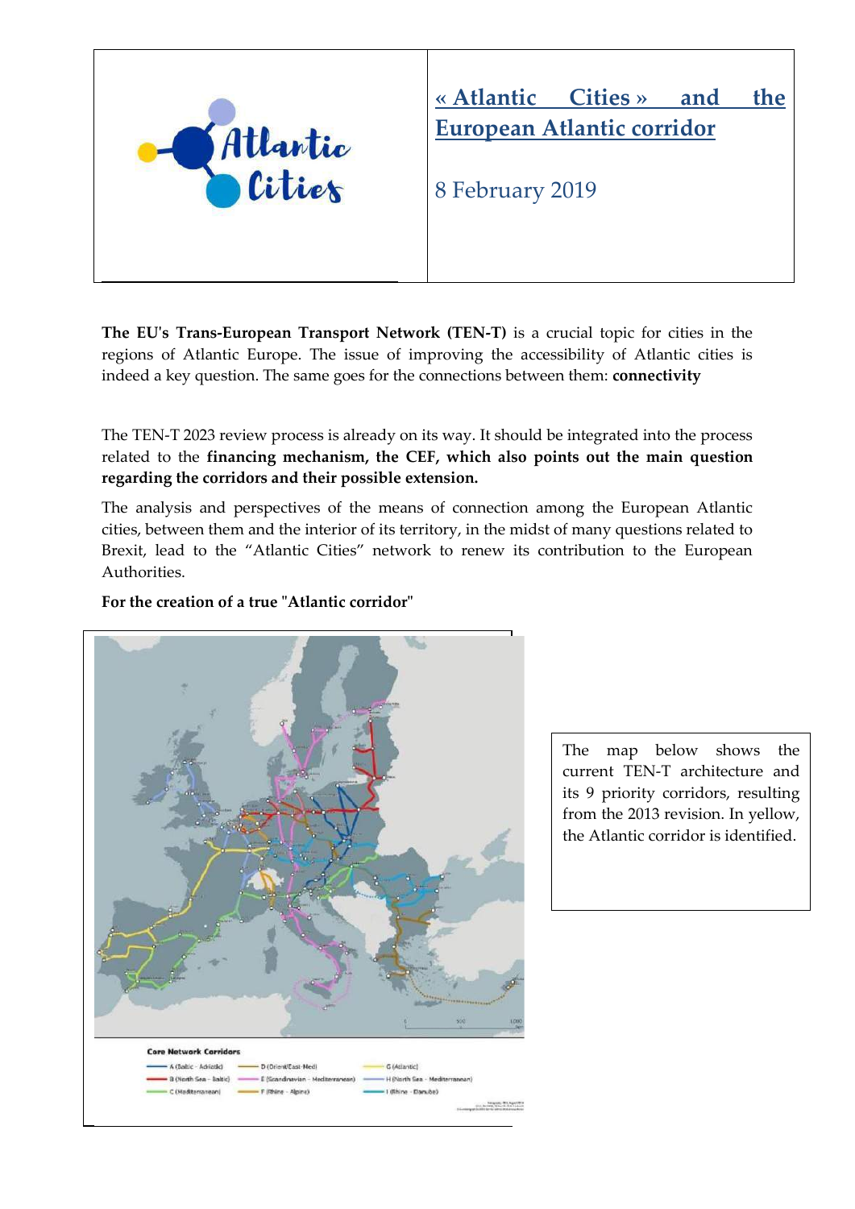| | **« Atlantic Cities » and the European Atlantic corridor**<br><br>8 February 2019 |
|---|---|

**The EU's Trans-European Transport Network (TEN-T)** is a crucial topic for cities in the regions of Atlantic Europe. The issue of improving the accessibility of Atlantic cities is indeed a key question. The same goes for the connections between them: **connectivity**

The TEN-T 2023 review process is already on its way. It should be integrated into the process related to the **financing mechanism, the CEF, which also points out the main question regarding the corridors and their possible extension.**

The analysis and perspectives of the means of connection among the European Atlantic cities, between them and the interior of its territory, in the midst of many questions related to Brexit, lead to the "Atlantic Cities" network to renew its contribution to the European Authorities.

**For the creation of a true "Atlantic corridor"**

The map below shows the current TEN-T architecture and its 9 priority corridors, resulting from the 2013 revision. In yellow, the Atlantic corridor is identified.

**Core Network Corridors**

- A (Baltic - Adriatic)
- B (North Sea - Baltic)
- C (Mediterranean)
- D (Orient/East-Med)
- E (Scandinavian - Mediterranean)
- F (Rhine - Alpine)
- G (Atlantic)
- H (North Sea - Mediterranean)
- I (Rhine - Danube)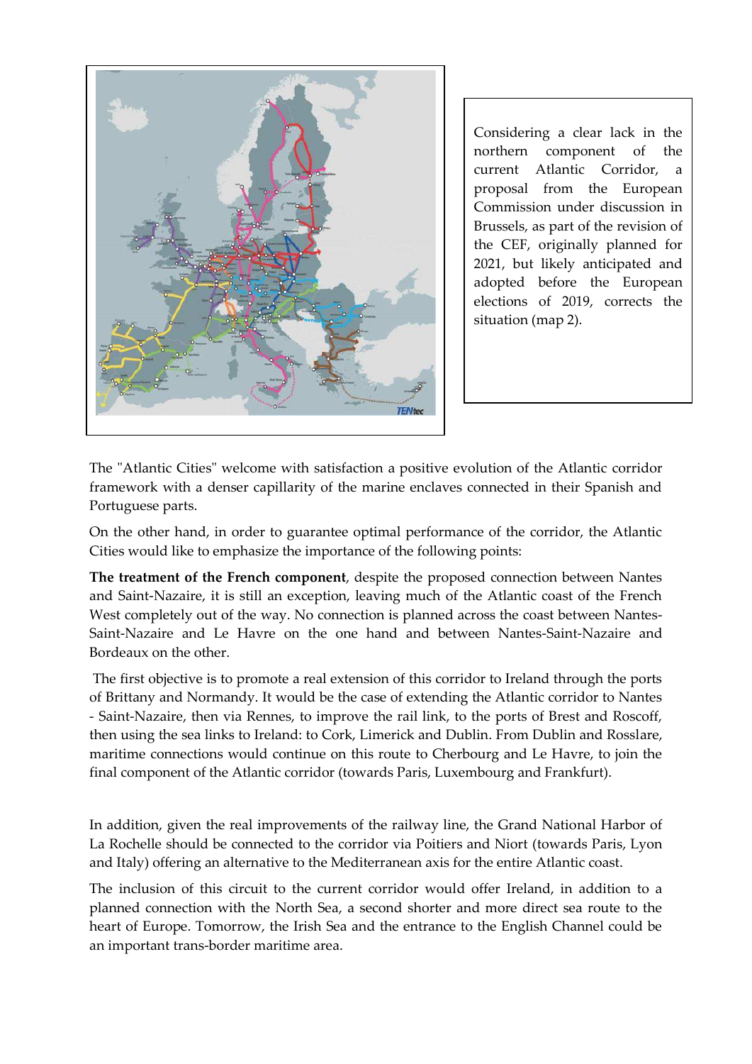Considering a clear lack in the northern component of the current Atlantic Corridor, a proposal from the European Commission under discussion in Brussels, as part of the revision of the CEF, originally planned for 2021, but likely anticipated and adopted before the European elections of 2019, corrects the situation (map 2).

The "Atlantic Cities" welcome with satisfaction a positive evolution of the Atlantic corridor framework with a denser capillarity of the marine enclaves connected in their Spanish and Portuguese parts.

On the other hand, in order to guarantee optimal performance of the corridor, the Atlantic Cities would like to emphasize the importance of the following points:

**The treatment of the French component**, despite the proposed connection between Nantes and Saint-Nazaire, it is still an exception, leaving much of the Atlantic coast of the French West completely out of the way. No connection is planned across the coast between Nantes-Saint-Nazaire and Le Havre on the one hand and between Nantes-Saint-Nazaire and Bordeaux on the other.

The first objective is to promote a real extension of this corridor to Ireland through the ports of Brittany and Normandy. It would be the case of extending the Atlantic corridor to Nantes - Saint-Nazaire, then via Rennes, to improve the rail link, to the ports of Brest and Roscoff, then using the sea links to Ireland: to Cork, Limerick and Dublin. From Dublin and Rosslare, maritime connections would continue on this route to Cherbourg and Le Havre, to join the final component of the Atlantic corridor (towards Paris, Luxembourg and Frankfurt).

In addition, given the real improvements of the railway line, the Grand National Harbor of La Rochelle should be connected to the corridor via Poitiers and Niort (towards Paris, Lyon and Italy) offering an alternative to the Mediterranean axis for the entire Atlantic coast.

The inclusion of this circuit to the current corridor would offer Ireland, in addition to a planned connection with the North Sea, a second shorter and more direct sea route to the heart of Europe. Tomorrow, the Irish Sea and the entrance to the English Channel could be an important trans-border maritime area.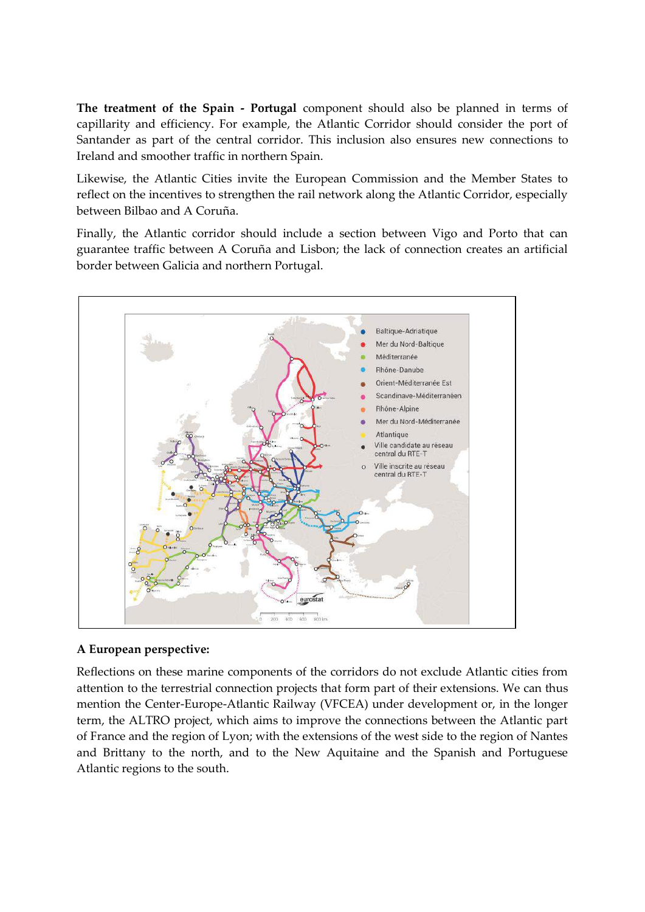**The treatment of the Spain - Portugal** component should also be planned in terms of capillarity and efficiency. For example, the Atlantic Corridor should consider the port of Santander as part of the central corridor. This inclusion also ensures new connections to Ireland and smoother traffic in northern Spain.

Likewise, the Atlantic Cities invite the European Commission and the Member States to reflect on the incentives to strengthen the rail network along the Atlantic Corridor, especially between Bilbao and A Coruña.

Finally, the Atlantic corridor should include a section between Vigo and Porto that can guarantee traffic between A Coruña and Lisbon; the lack of connection creates an artificial border between Galicia and northern Portugal.

**A European perspective:**

Reflections on these marine components of the corridors do not exclude Atlantic cities from attention to the terrestrial connection projects that form part of their extensions. We can thus mention the Center-Europe-Atlantic Railway (VFCEA) under development or, in the longer term, the ALTRO project, which aims to improve the connections between the Atlantic part of France and the region of Lyon; with the extensions of the west side to the region of Nantes and Brittany to the north, and to the New Aquitaine and the Spanish and Portuguese Atlantic regions to the south.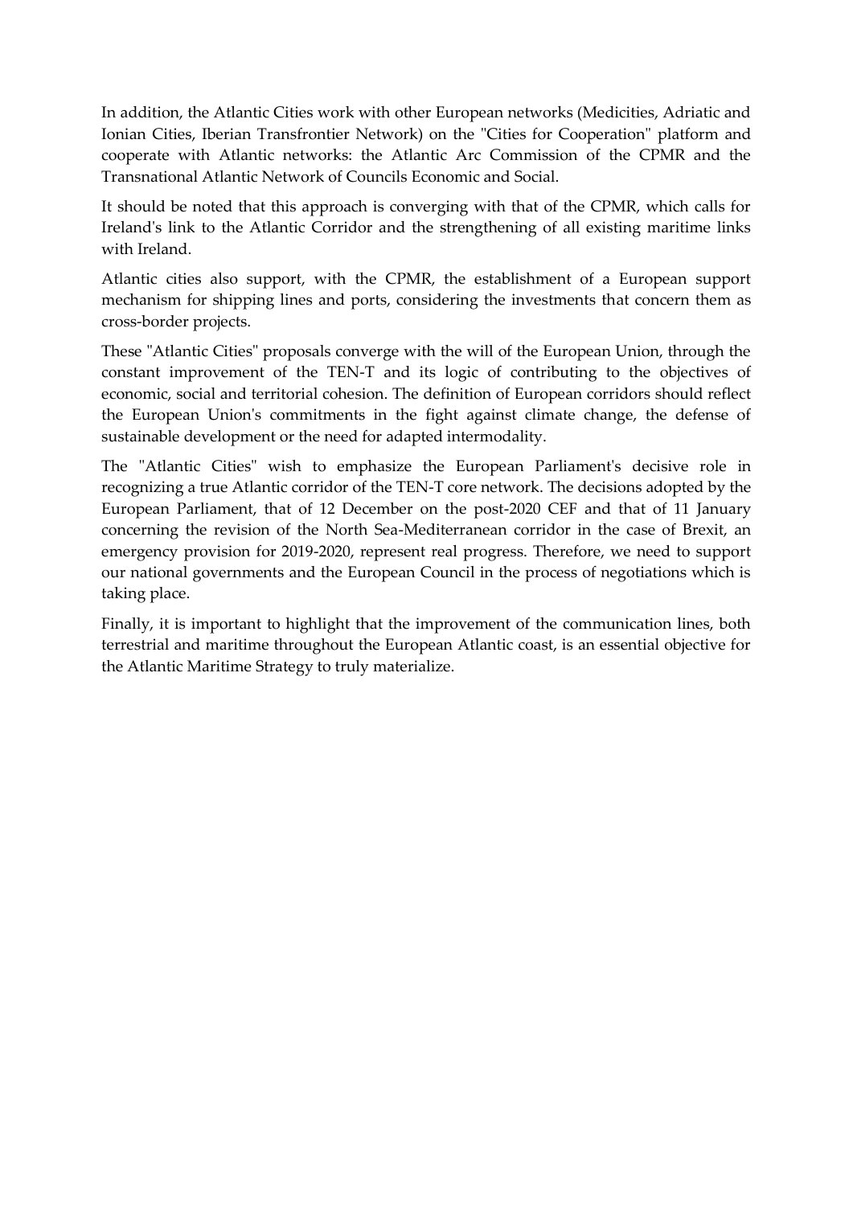In addition, the Atlantic Cities work with other European networks (Medicities, Adriatic and Ionian Cities, Iberian Transfrontier Network) on the "Cities for Cooperation" platform and cooperate with Atlantic networks: the Atlantic Arc Commission of the CPMR and the Transnational Atlantic Network of Councils Economic and Social.

It should be noted that this approach is converging with that of the CPMR, which calls for Ireland's link to the Atlantic Corridor and the strengthening of all existing maritime links with Ireland.

Atlantic cities also support, with the CPMR, the establishment of a European support mechanism for shipping lines and ports, considering the investments that concern them as cross-border projects.

These "Atlantic Cities" proposals converge with the will of the European Union, through the constant improvement of the TEN-T and its logic of contributing to the objectives of economic, social and territorial cohesion. The definition of European corridors should reflect the European Union's commitments in the fight against climate change, the defense of sustainable development or the need for adapted intermodality.

The "Atlantic Cities" wish to emphasize the European Parliament's decisive role in recognizing a true Atlantic corridor of the TEN-T core network. The decisions adopted by the European Parliament, that of 12 December on the post-2020 CEF and that of 11 January concerning the revision of the North Sea-Mediterranean corridor in the case of Brexit, an emergency provision for 2019-2020, represent real progress. Therefore, we need to support our national governments and the European Council in the process of negotiations which is taking place.

Finally, it is important to highlight that the improvement of the communication lines, both terrestrial and maritime throughout the European Atlantic coast, is an essential objective for the Atlantic Maritime Strategy to truly materialize.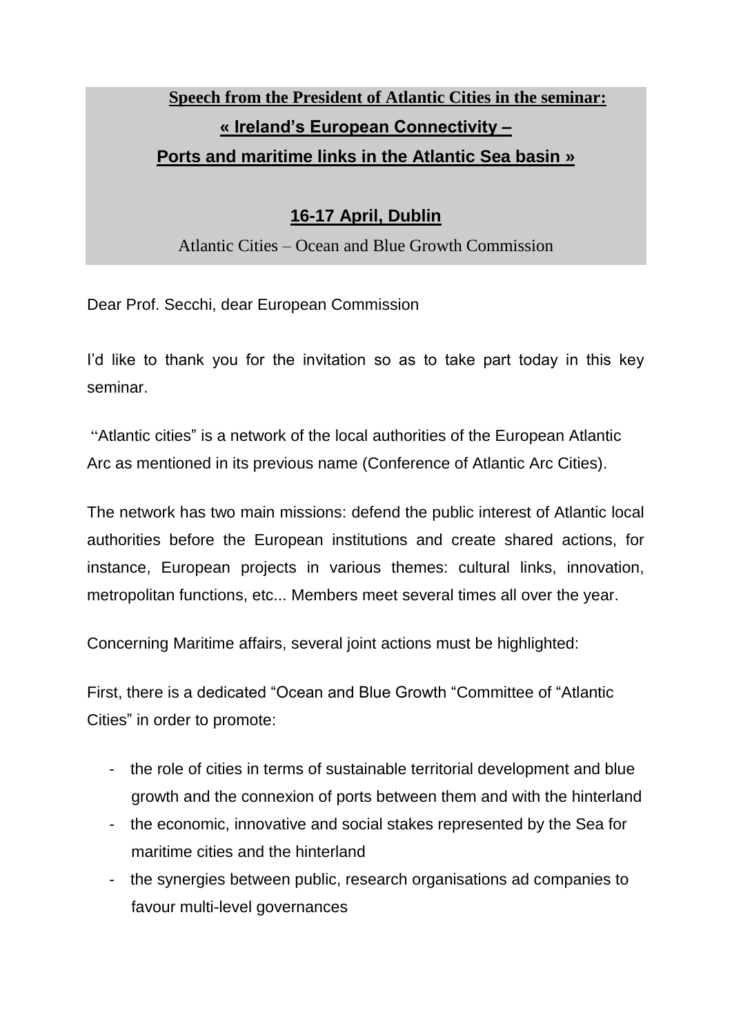## Speech from the President of Atlantic Cities in the seminar:

## « Ireland's European Connectivity –

## Ports and maritime links in the Atlantic Sea basin »

## 16-17 April, Dublin

Atlantic Cities – Ocean and Blue Growth Commission

Dear Prof. Secchi, dear European Commission

I'd like to thank you for the invitation so as to take part today in this key seminar.

"Atlantic cities" is a network of the local authorities of the European Atlantic Arc as mentioned in its previous name (Conference of Atlantic Arc Cities).

The network has two main missions: defend the public interest of Atlantic local authorities before the European institutions and create shared actions, for instance, European projects in various themes: cultural links, innovation, metropolitan functions, etc... Members meet several times all over the year.

Concerning Maritime affairs, several joint actions must be highlighted:

First, there is a dedicated "Ocean and Blue Growth "Committee of "Atlantic Cities" in order to promote:

- the role of cities in terms of sustainable territorial development and blue growth and the connexion of ports between them and with the hinterland
- the economic, innovative and social stakes represented by the Sea for maritime cities and the hinterland
- the synergies between public, research organisations ad companies to favour multi-level governances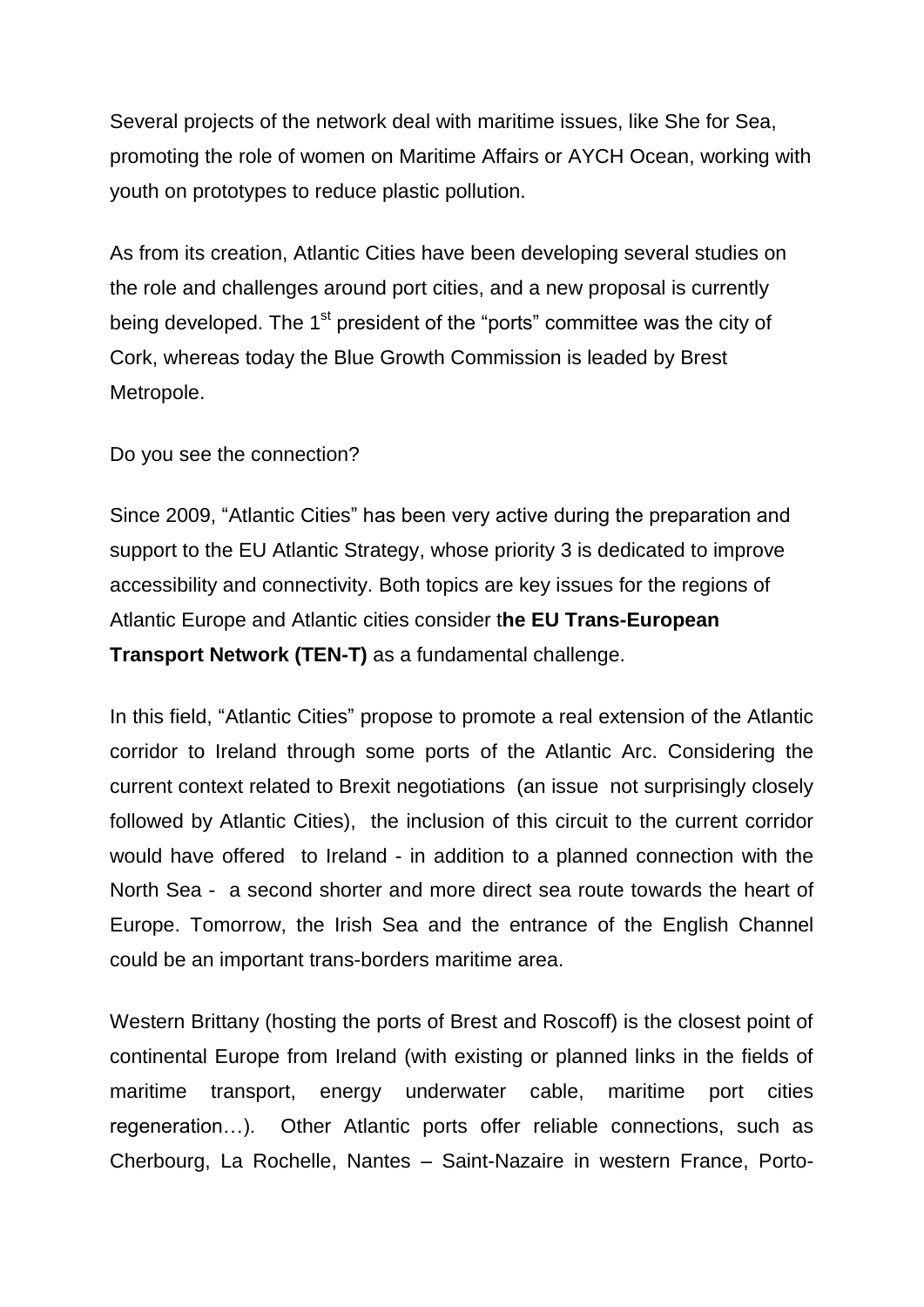Several projects of the network deal with maritime issues, like She for Sea, promoting the role of women on Maritime Affairs or AYCH Ocean, working with youth on prototypes to reduce plastic pollution.

As from its creation, Atlantic Cities have been developing several studies on the role and challenges around port cities, and a new proposal is currently being developed. The 1st president of the "ports" committee was the city of Cork, whereas today the Blue Growth Commission is leaded by Brest Metropole.

Do you see the connection?

Since 2009, "Atlantic Cities" has been very active during the preparation and support to the EU Atlantic Strategy, whose priority 3 is dedicated to improve accessibility and connectivity. Both topics are key issues for the regions of Atlantic Europe and Atlantic cities consider t**he EU Trans-European Transport Network (TEN-T)** as a fundamental challenge.

In this field, "Atlantic Cities" propose to promote a real extension of the Atlantic corridor to Ireland through some ports of the Atlantic Arc. Considering the current context related to Brexit negotiations (an issue not surprisingly closely followed by Atlantic Cities), the inclusion of this circuit to the current corridor would have offered to Ireland - in addition to a planned connection with the North Sea - a second shorter and more direct sea route towards the heart of Europe. Tomorrow, the Irish Sea and the entrance of the English Channel could be an important trans-borders maritime area.

Western Brittany (hosting the ports of Brest and Roscoff) is the closest point of continental Europe from Ireland (with existing or planned links in the fields of maritime transport, energy underwater cable, maritime port cities regeneration…). Other Atlantic ports offer reliable connections, such as Cherbourg, La Rochelle, Nantes – Saint-Nazaire in western France, Porto-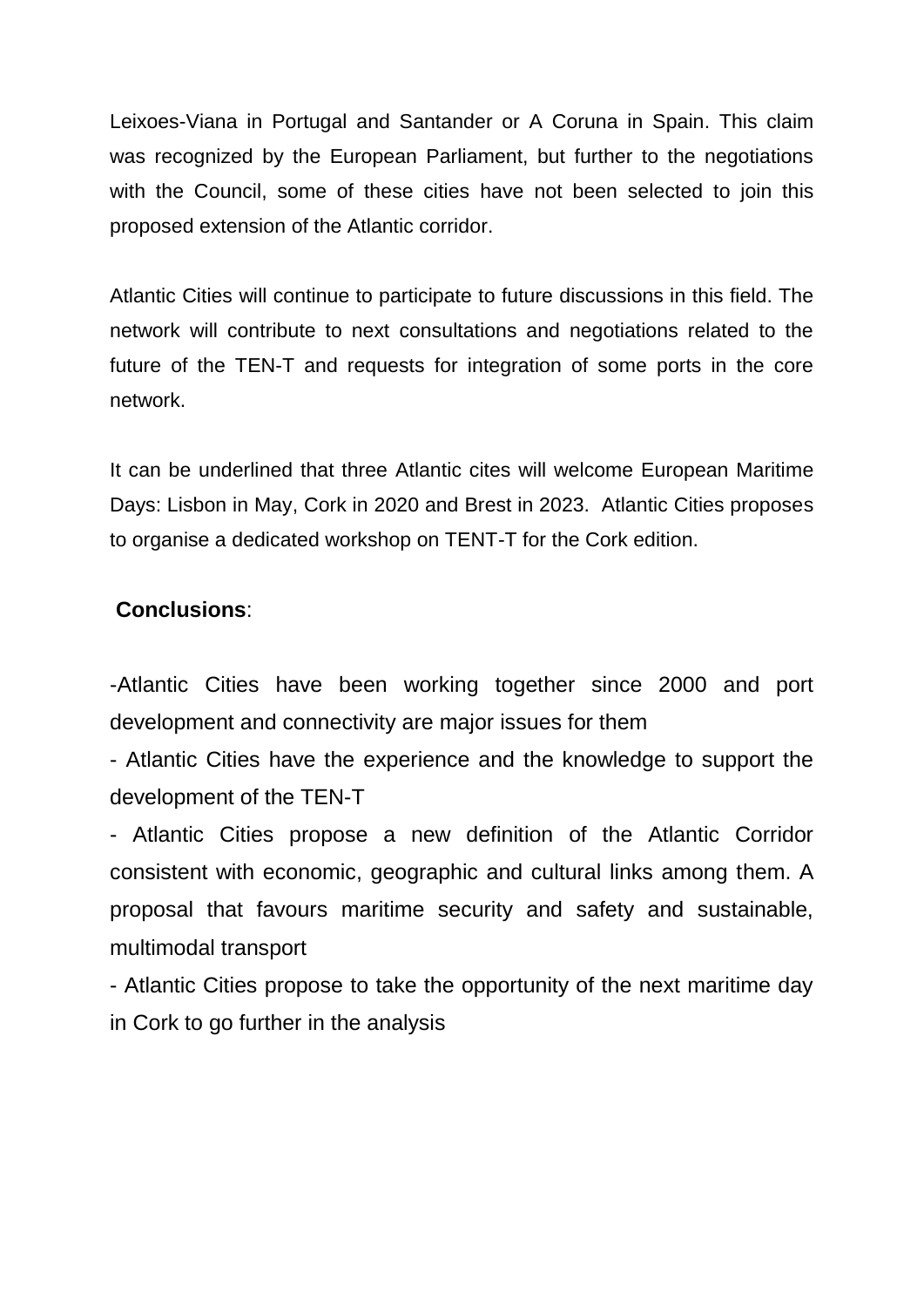Leixoes-Viana in Portugal and Santander or A Coruna in Spain. This claim was recognized by the European Parliament, but further to the negotiations with the Council, some of these cities have not been selected to join this proposed extension of the Atlantic corridor.

Atlantic Cities will continue to participate to future discussions in this field. The network will contribute to next consultations and negotiations related to the future of the TEN-T and requests for integration of some ports in the core network.

It can be underlined that three Atlantic cites will welcome European Maritime Days: Lisbon in May, Cork in 2020 and Brest in 2023. Atlantic Cities proposes to organise a dedicated workshop on TENT-T for the Cork edition.

**Conclusions**:

-Atlantic Cities have been working together since 2000 and port development and connectivity are major issues for them

- Atlantic Cities have the experience and the knowledge to support the development of the TEN-T
- Atlantic Cities propose a new definition of the Atlantic Corridor consistent with economic, geographic and cultural links among them. A proposal that favours maritime security and safety and sustainable, multimodal transport
- Atlantic Cities propose to take the opportunity of the next maritime day in Cork to go further in the analysis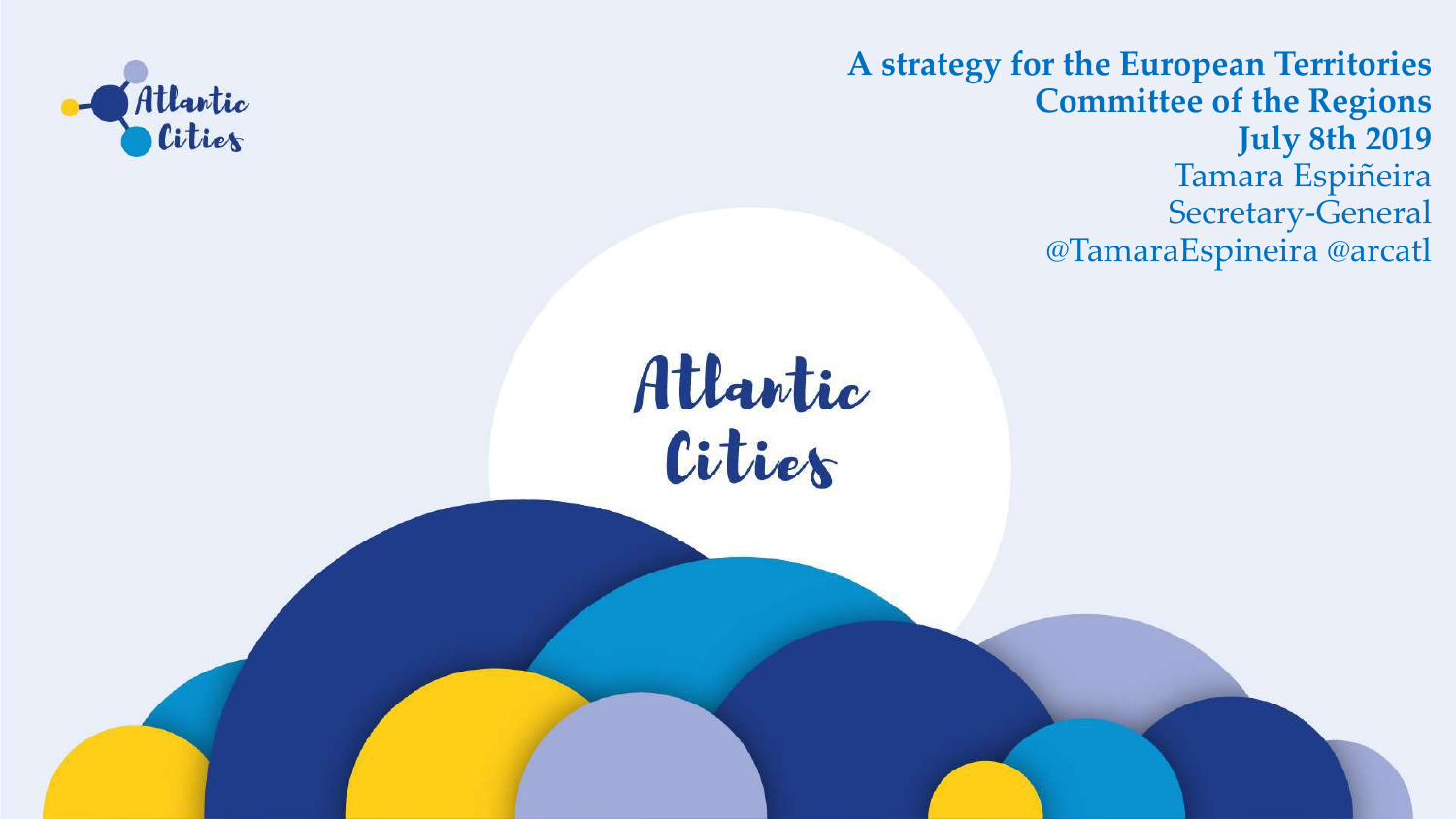**A strategy for the European Territories**
**Committee of the Regions**
**July 8th 2019**
Tamara Espiñeira
Secretary-General
@TamaraEspineira @arcatl

# Atlantic Cities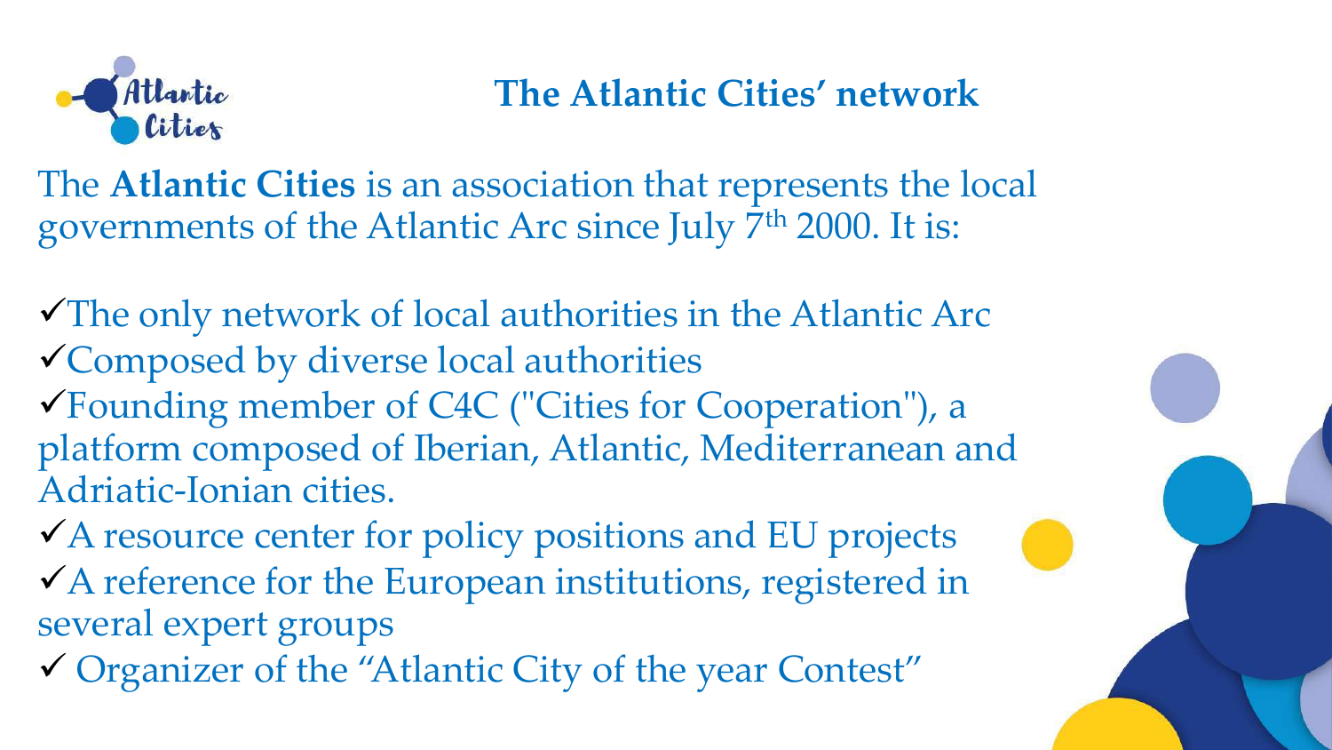# The Atlantic Cities' network

The **Atlantic Cities** is an association that represents the local governments of the Atlantic Arc since July 7th 2000. It is:

- ✓The only network of local authorities in the Atlantic Arc
- ✓Composed by diverse local authorities
- ✓Founding member of C4C ("Cities for Cooperation"), a platform composed of Iberian, Atlantic, Mediterranean and Adriatic-Ionian cities.
- ✓A resource center for policy positions and EU projects
- ✓A reference for the European institutions, registered in several expert groups
- ✓ Organizer of the "Atlantic City of the year Contest"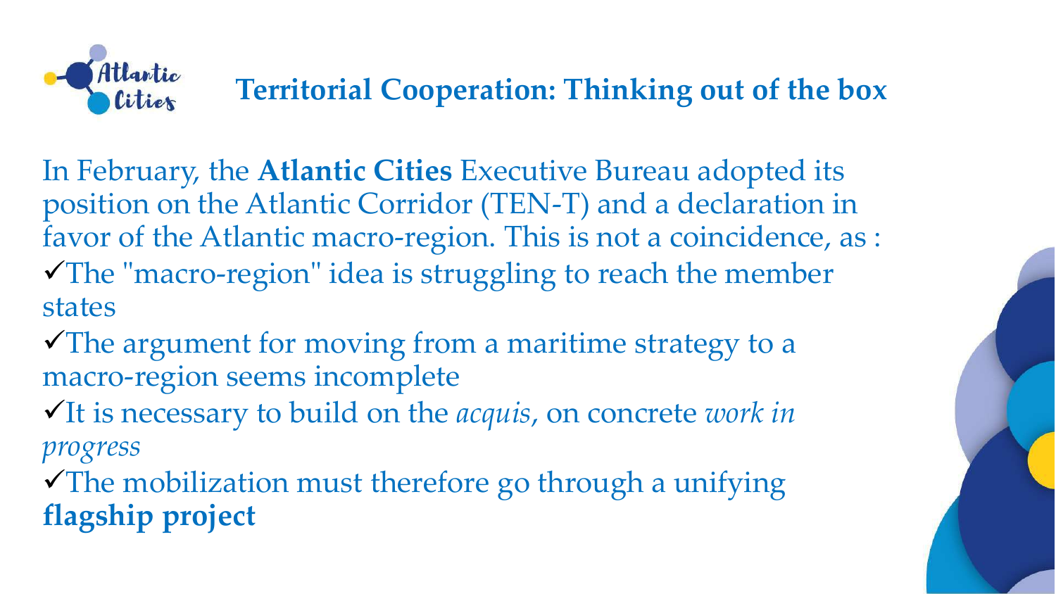# Territorial Cooperation: Thinking out of the box

In February, the **Atlantic Cities** Executive Bureau adopted its position on the Atlantic Corridor (TEN-T) and a declaration in favor of the Atlantic macro-region. This is not a coincidence, as :

- ✓The "macro-region" idea is struggling to reach the member states
- ✓The argument for moving from a maritime strategy to a macro-region seems incomplete
- ✓It is necessary to build on the *acquis*, on concrete *work in progress*
- ✓The mobilization must therefore go through a unifying **flagship project**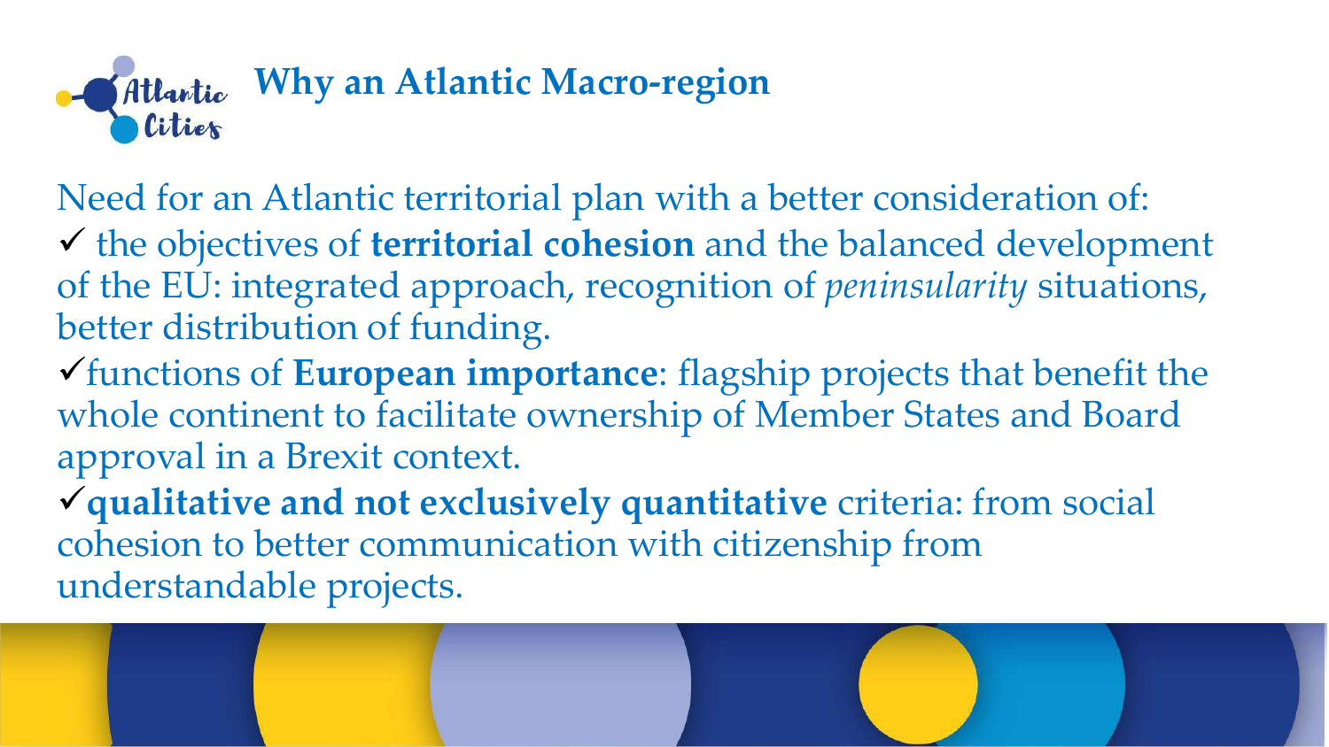# Why an Atlantic Macro-region

Need for an Atlantic territorial plan with a better consideration of:

✓ the objectives of **territorial cohesion** and the balanced development of the EU: integrated approach, recognition of *peninsularity* situations, better distribution of funding.

✓functions of **European importance**: flagship projects that benefit the whole continent to facilitate ownership of Member States and Board approval in a Brexit context.

✓**qualitative and not exclusively quantitative** criteria: from social cohesion to better communication with citizenship from understandable projects.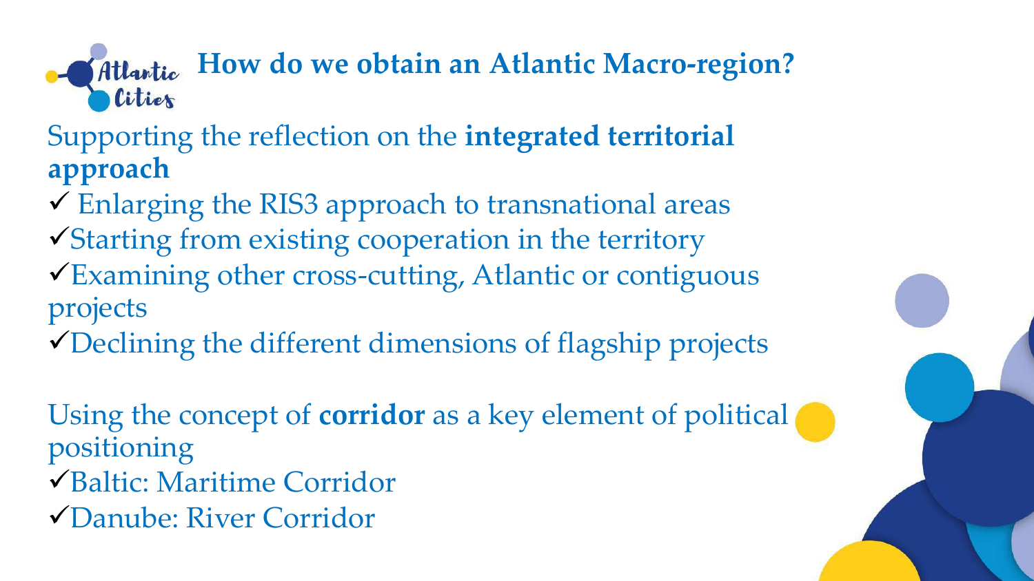# How do we obtain an Atlantic Macro-region?

Supporting the reflection on the **integrated territorial approach**

- ✓ Enlarging the RIS3 approach to transnational areas
- ✓ Starting from existing cooperation in the territory
- ✓ Examining other cross-cutting, Atlantic or contiguous projects
- ✓ Declining the different dimensions of flagship projects

Using the concept of **corridor** as a key element of political positioning

- ✓ Baltic: Maritime Corridor
- ✓ Danube: River Corridor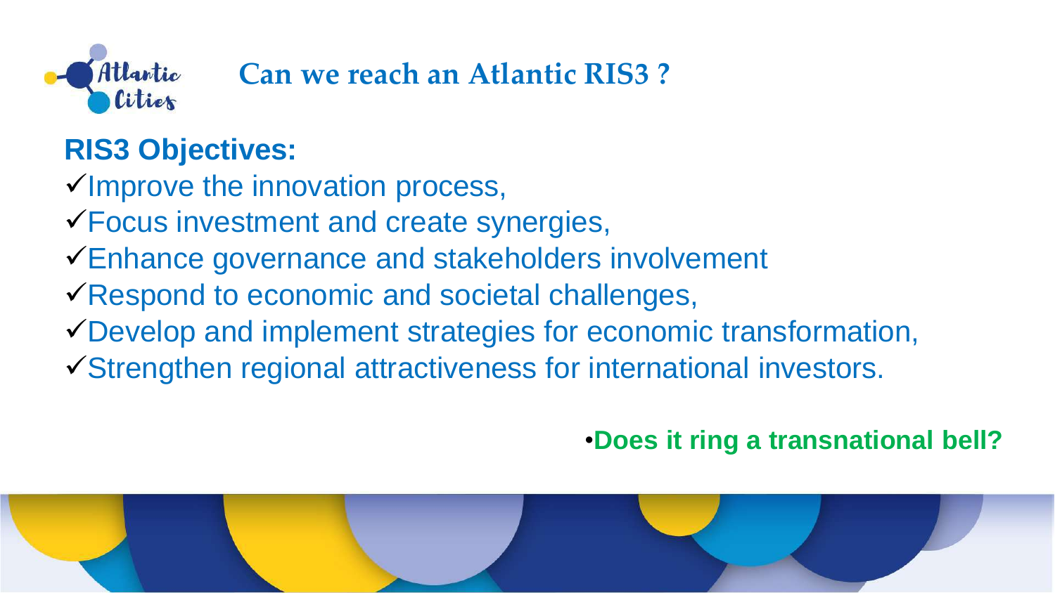# Can we reach an Atlantic RIS3 ?

## RIS3 Objectives:

- ✓Improve the innovation process,
- ✓Focus investment and create synergies,
- ✓Enhance governance and stakeholders involvement
- ✓Respond to economic and societal challenges,
- ✓Develop and implement strategies for economic transformation,
- ✓Strengthen regional attractiveness for international investors.

- **Does it ring a transnational bell?**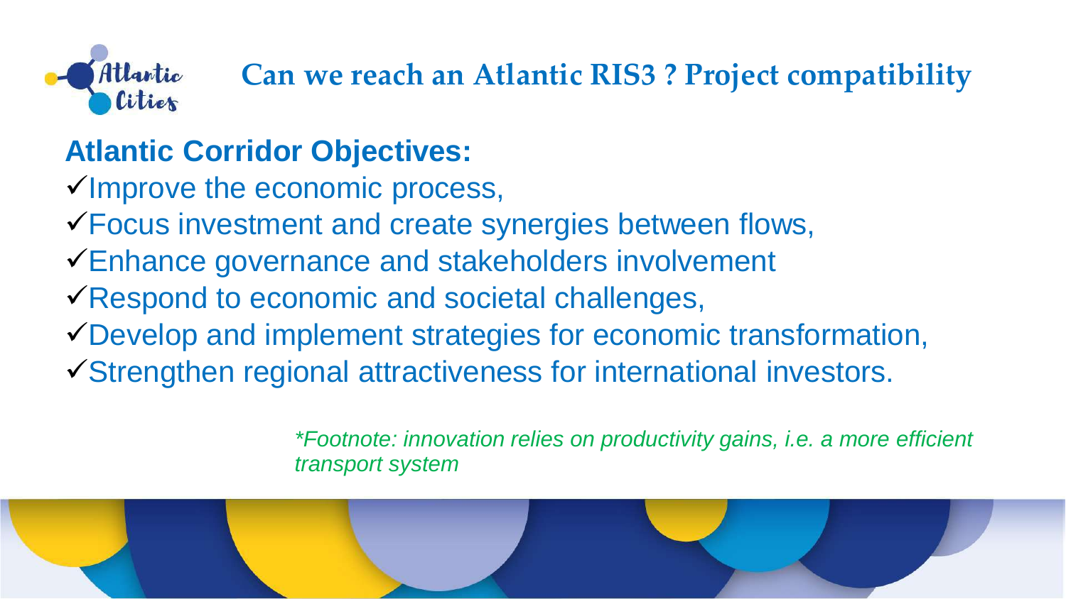# Can we reach an Atlantic RIS3 ? Project compatibility

## Atlantic Corridor Objectives:

- ✓Improve the economic process,
- ✓Focus investment and create synergies between flows,
- ✓Enhance governance and stakeholders involvement
- ✓Respond to economic and societal challenges,
- ✓Develop and implement strategies for economic transformation,
- ✓Strengthen regional attractiveness for international investors.

*\*Footnote: innovation relies on productivity gains, i.e. a more efficient transport system*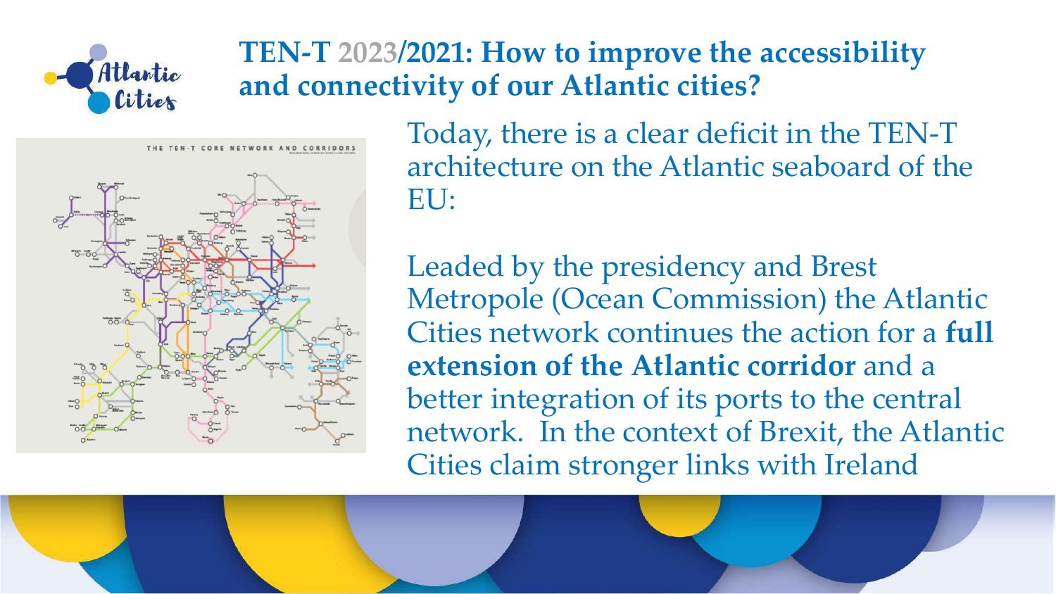# TEN-T 2023/2021: How to improve the accessibility and connectivity of our Atlantic cities?

Today, there is a clear deficit in the TEN-T architecture on the Atlantic seaboard of the EU:

Leaded by the presidency and Brest Metropole (Ocean Commission) the Atlantic Cities network continues the action for a **full extension of the Atlantic corridor** and a better integration of its ports to the central network. In the context of Brexit, the Atlantic Cities claim stronger links with Ireland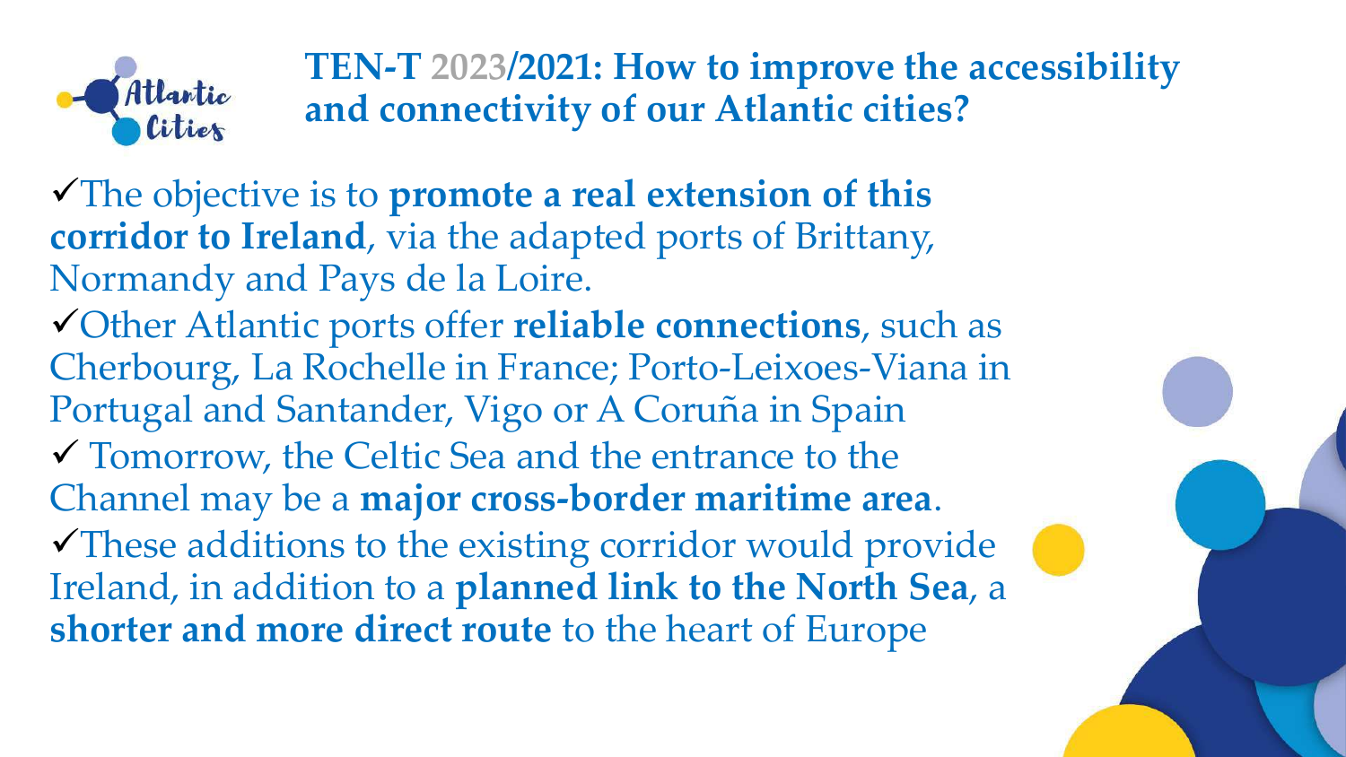## TEN-T 2023/2021: How to improve the accessibility and connectivity of our Atlantic cities?

- ✓The objective is to **promote a real extension of this corridor to Ireland**, via the adapted ports of Brittany, Normandy and Pays de la Loire.
- ✓Other Atlantic ports offer **reliable connections**, such as Cherbourg, La Rochelle in France; Porto-Leixoes-Viana in Portugal and Santander, Vigo or A Coruña in Spain
- ✓ Tomorrow, the Celtic Sea and the entrance to the Channel may be a **major cross-border maritime area**.
- ✓These additions to the existing corridor would provide Ireland, in addition to a **planned link to the North Sea**, a **shorter and more direct route** to the heart of Europe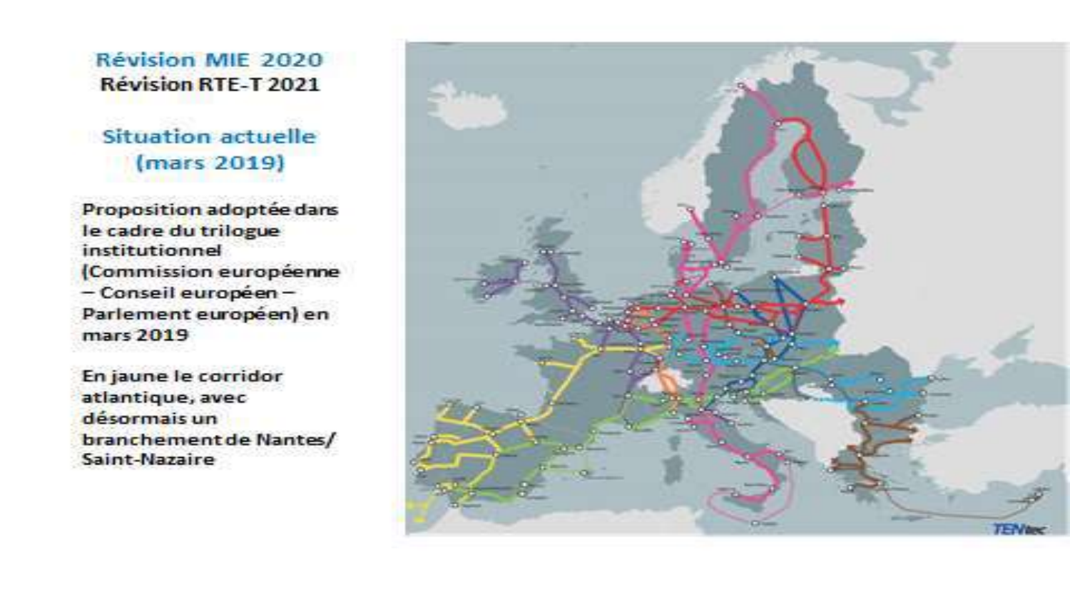## Révision MIE 2020
**Révision RTE-T 2021**

## Situation actuelle (mars 2019)

Proposition adoptée dans le cadre du trilogue institutionnel (Commission européenne – Conseil européen – Parlement européen) en mars 2019

En jaune le corridor atlantique, avec désormais un branchement de Nantes/ Saint-Nazaire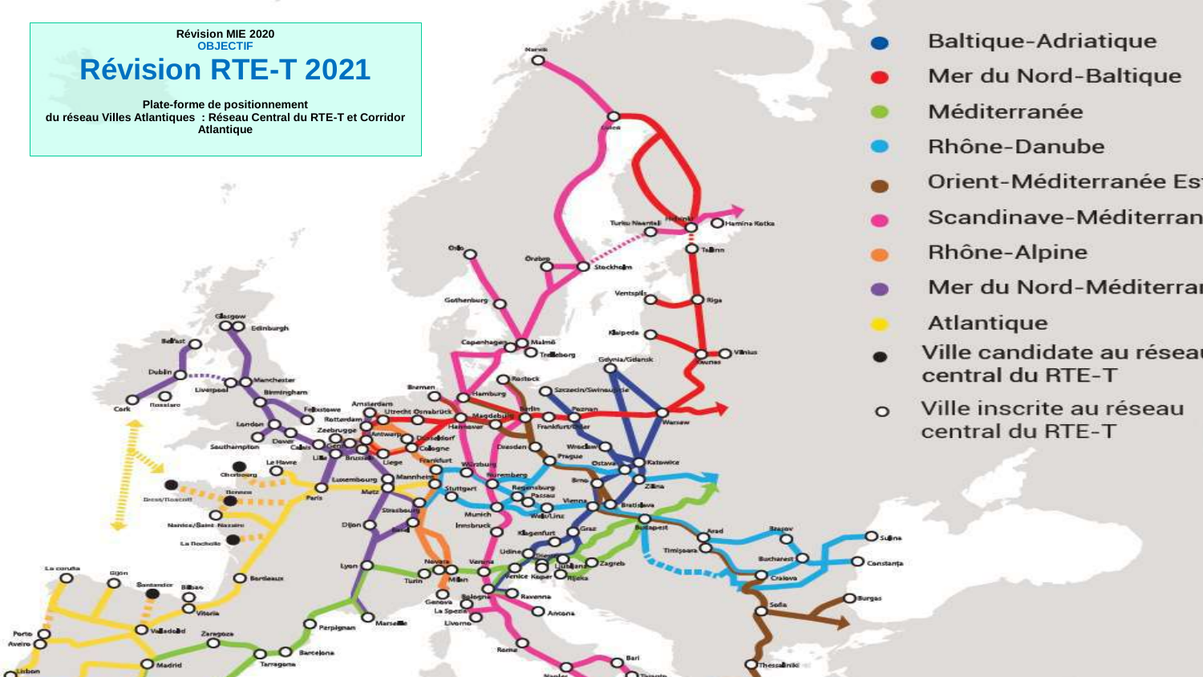Révision MIE 2020

OBJECTIF

# Révision RTE-T 2021

**Plate-forme de positionnement du réseau Villes Atlantiques : Réseau Central du RTE-T et Corridor Atlantique**

- Baltique-Adriatique
- Mer du Nord-Baltique
- Méditerranée
- Rhône-Danube
- Orient-Méditerranée Es
- Scandinave-Méditerran
- Rhône-Alpine
- Mer du Nord-Méditerra
- Atlantique
- Ville candidate au réseau central du RTE-T
- Ville inscrite au réseau central du RTE-T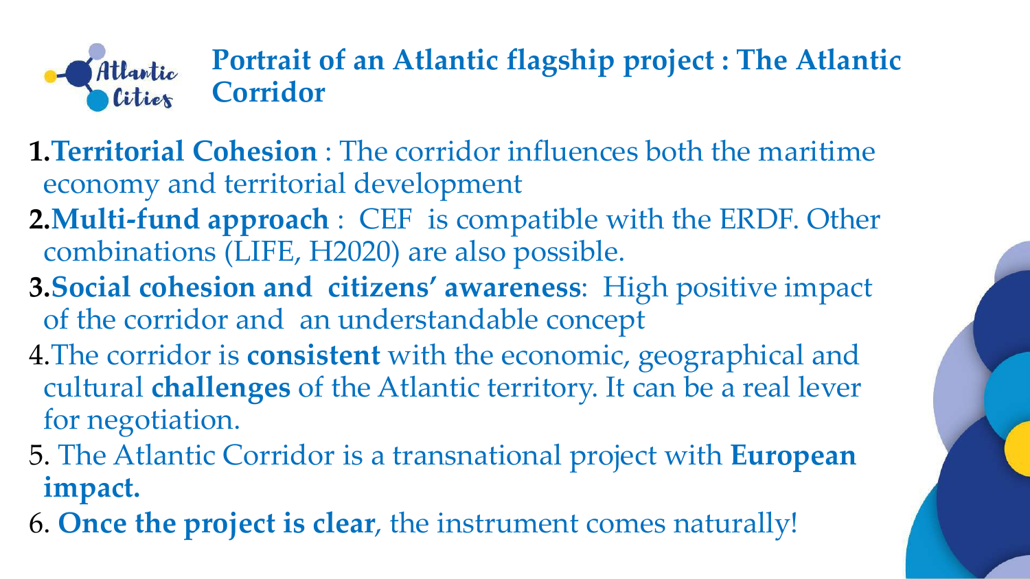# Portrait of an Atlantic flagship project : The Atlantic Corridor

1. **Territorial Cohesion** : The corridor influences both the maritime economy and territorial development
2. **Multi-fund approach** : CEF is compatible with the ERDF. Other combinations (LIFE, H2020) are also possible.
3. **Social cohesion and citizens' awareness**: High positive impact of the corridor and an understandable concept
4. The corridor is **consistent** with the economic, geographical and cultural **challenges** of the Atlantic territory. It can be a real lever for negotiation.
5. The Atlantic Corridor is a transnational project with **European impact.**
6. **Once the project is clear**, the instrument comes naturally!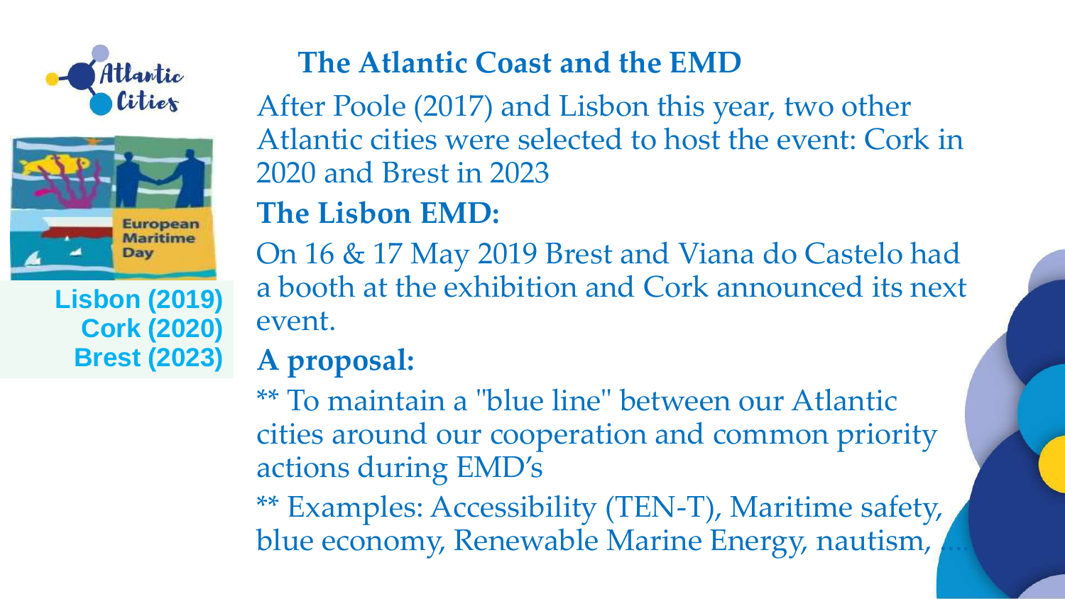Lisbon (2019)
Cork (2020)
Brest (2023)

## The Atlantic Coast and the EMD

After Poole (2017) and Lisbon this year, two other Atlantic cities were selected to host the event: Cork in 2020 and Brest in 2023

### The Lisbon EMD:

On 16 & 17 May 2019 Brest and Viana do Castelo had a booth at the exhibition and Cork announced its next event.

### A proposal:

** To maintain a "blue line" between our Atlantic cities around our cooperation and common priority actions during EMD's

** Examples: Accessibility (TEN-T), Maritime safety, blue economy, Renewable Marine Energy, nautism, ....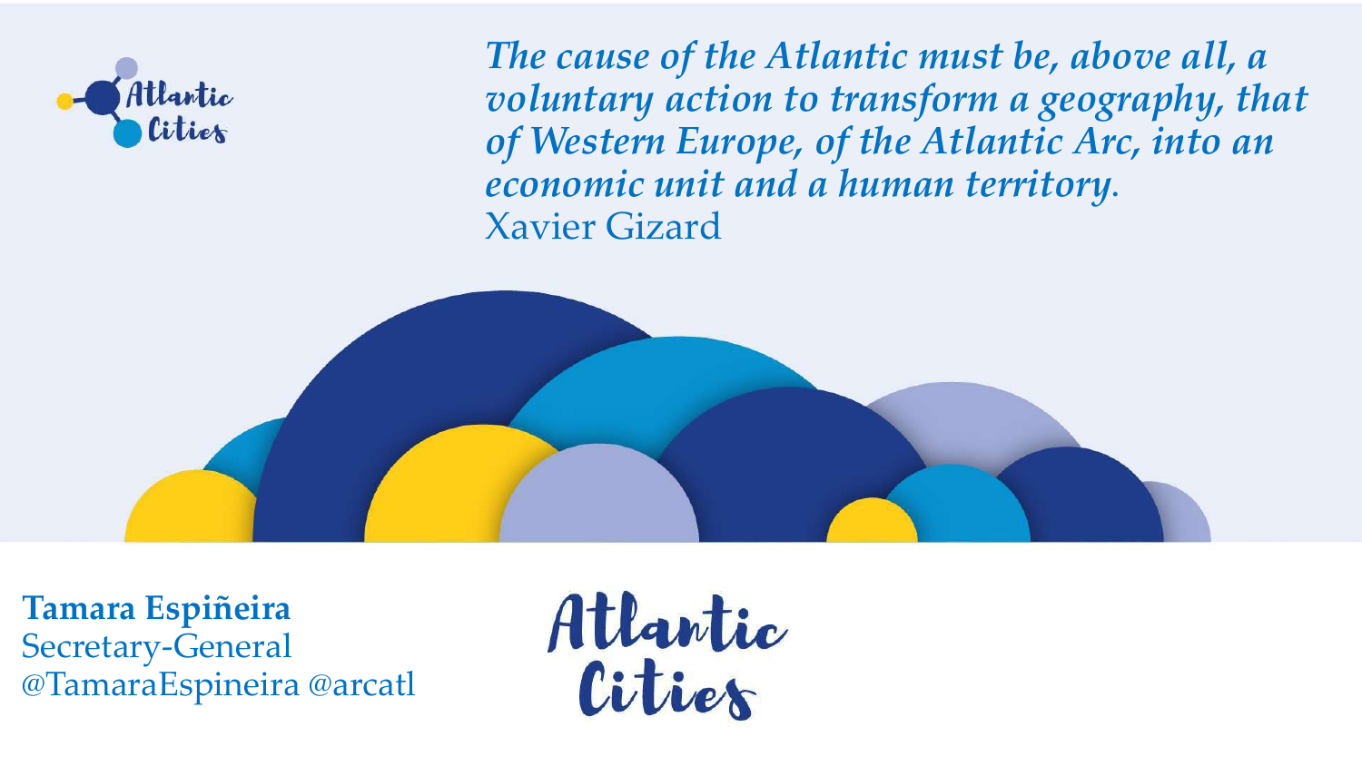*The cause of the Atlantic must be, above all, a voluntary action to transform a geography, that of Western Europe, of the Atlantic Arc, into an economic unit and a human territory.*
Xavier Gizard

**Tamara Espiñeira**
Secretary-General
@TamaraEspineira @arcatl

Atlantic Cities